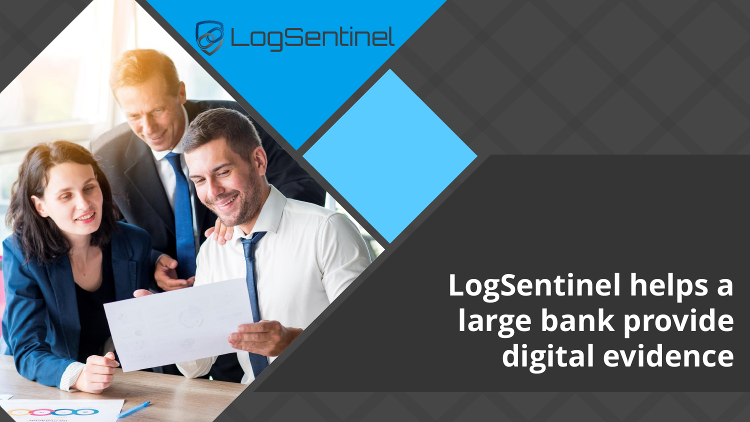LogSentinel

# LogSentinel helps a large bank provide digital evidence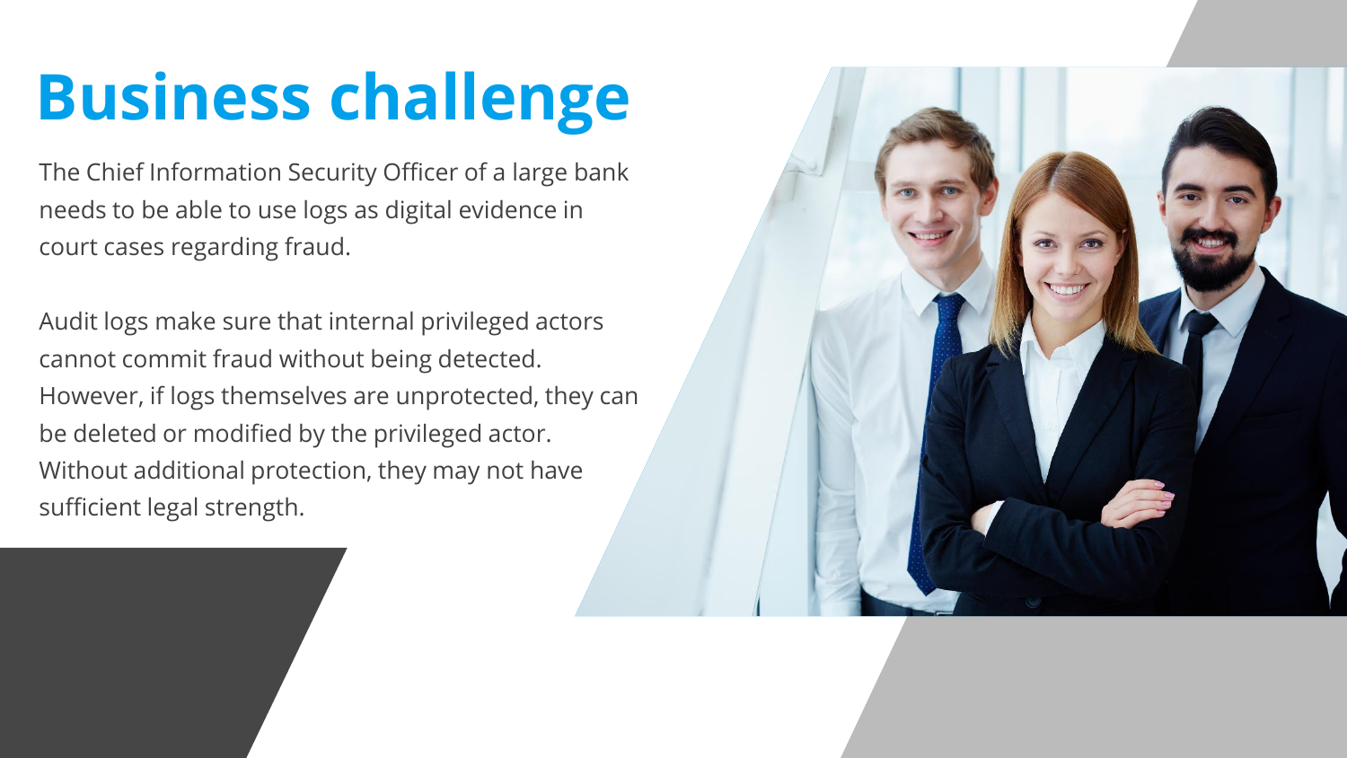# Business challenge

The Chief Information Security Officer of a large bank needs to be able to use logs as digital evidence in court cases regarding fraud.

Audit logs make sure that internal privileged actors cannot commit fraud without being detected. However, if logs themselves are unprotected, they can be deleted or modified by the privileged actor. Without additional protection, they may not have sufficient legal strength.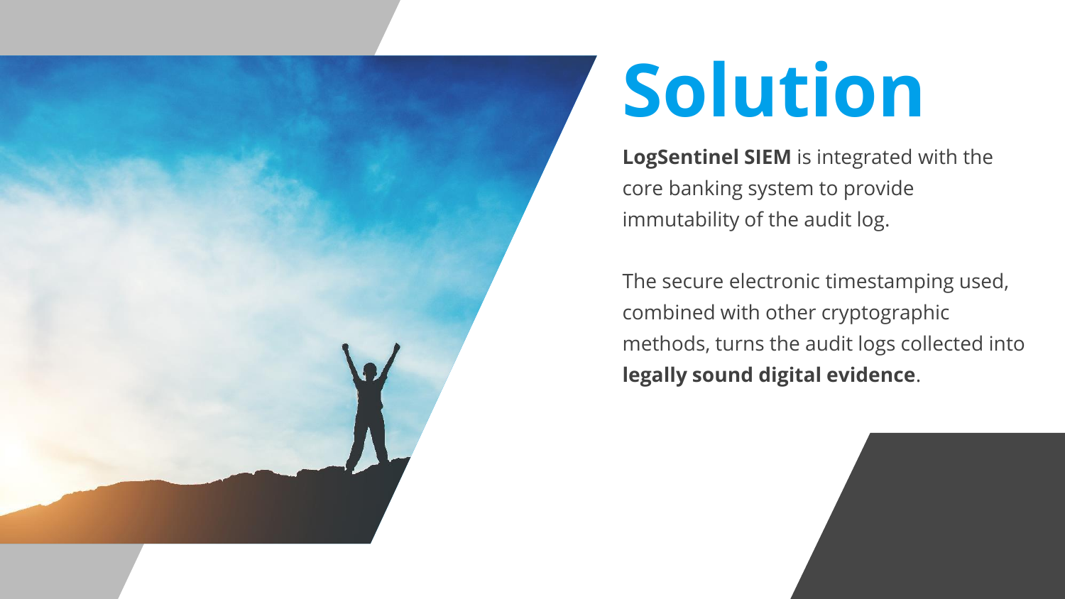# Solution

**LogSentinel SIEM** is integrated with the core banking system to provide immutability of the audit log.

The secure electronic timestamping used, combined with other cryptographic methods, turns the audit logs collected into **legally sound digital evidence**.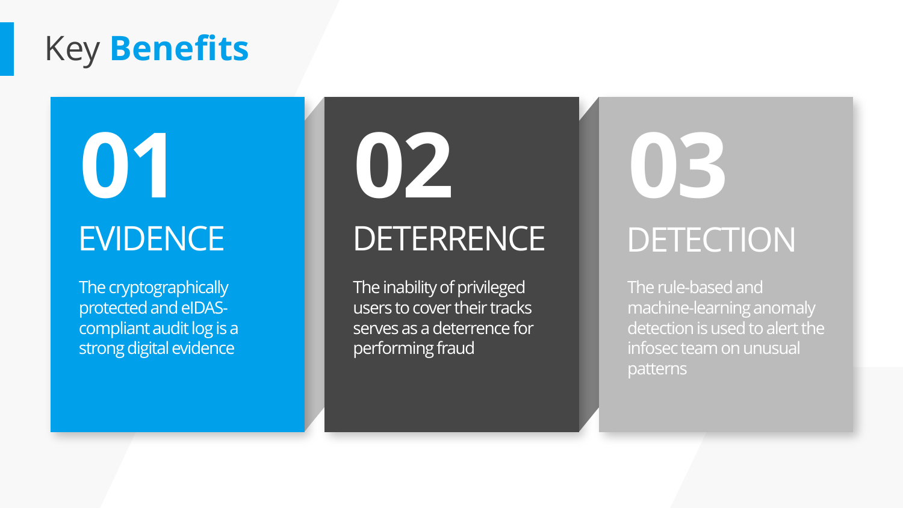# Key Benefits

## 01

### EVIDENCE

The cryptographically protected and eIDAS-compliant audit log is a strong digital evidence

## 02

### DETERRENCE

The inability of privileged users to cover their tracks serves as a deterrence for performing fraud

## 03

### DETECTION

The rule-based and machine-learning anomaly detection is used to alert the infosec team on unusual patterns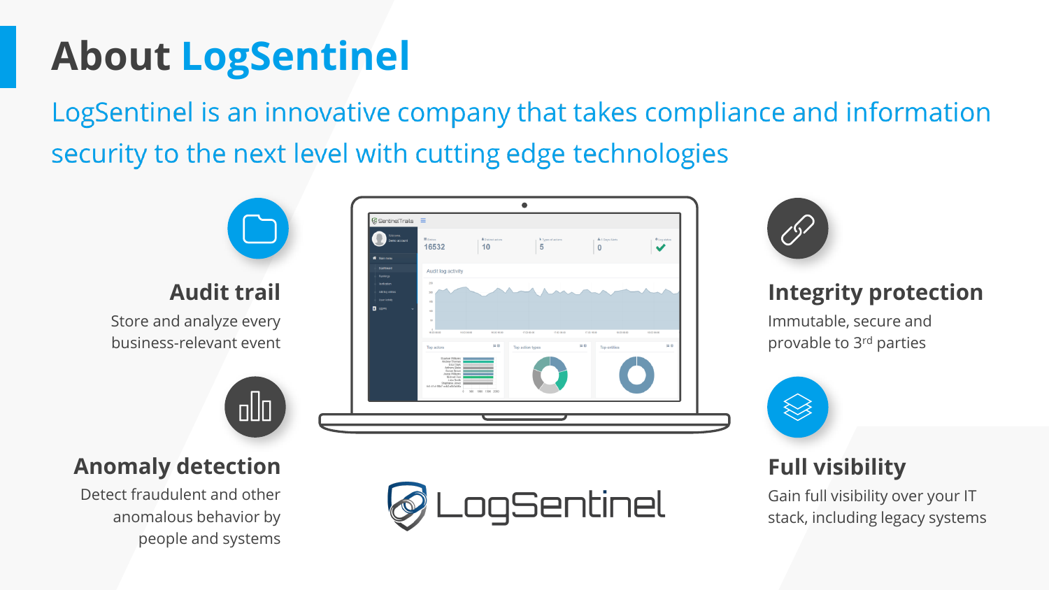# About LogSentinel

LogSentinel is an innovative company that takes compliance and information security to the next level with cutting edge technologies

## Audit trail

Store and analyze every business-relevant event

## Anomaly detection

Detect fraudulent and other anomalous behavior by people and systems

## Integrity protection

Immutable, secure and provable to 3rd parties

## Full visibility

Gain full visibility over your IT stack, including legacy systems

LogSentinel